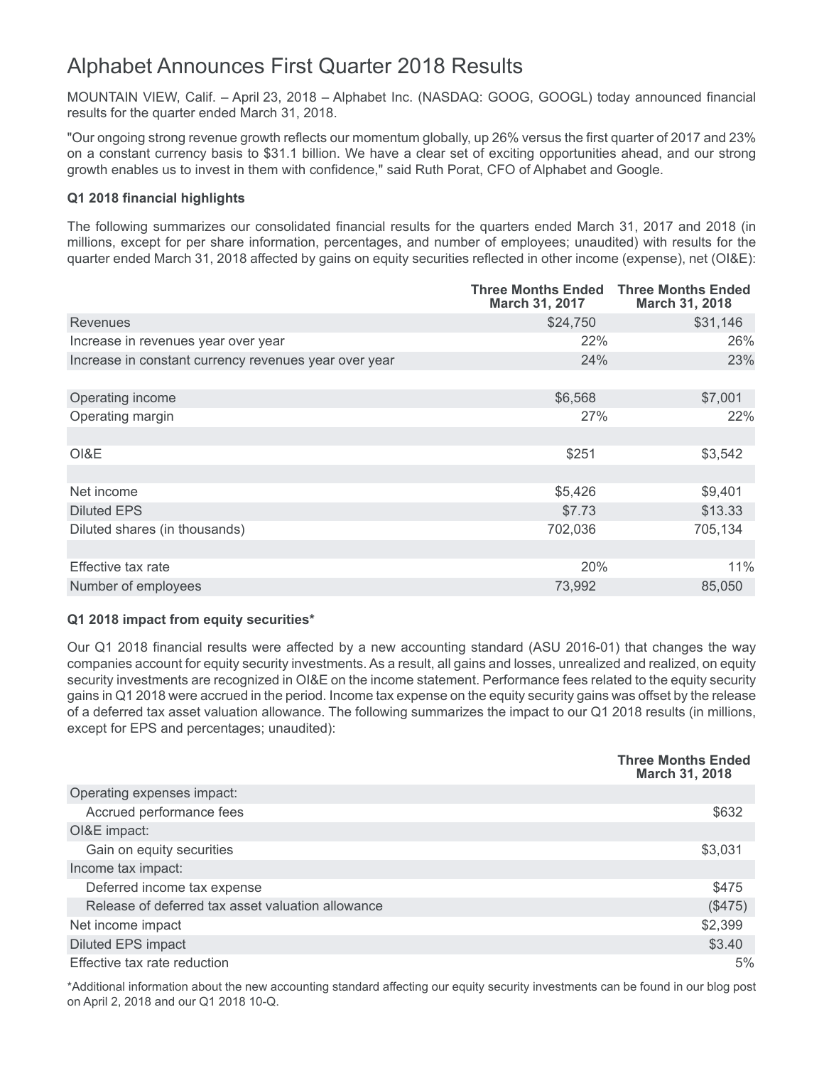# Alphabet Announces First Quarter 2018 Results

MOUNTAIN VIEW, Calif. – April 23, 2018 – Alphabet Inc. (NASDAQ: GOOG, GOOGL) today announced financial results for the quarter ended March 31, 2018.

"Our ongoing strong revenue growth reflects our momentum globally, up 26% versus the first quarter of 2017 and 23% on a constant currency basis to $31.1 billion. We have a clear set of exciting opportunities ahead, and our strong growth enables us to invest in them with confidence," said Ruth Porat, CFO of Alphabet and Google.

**Q1 2018 financial highlights**

The following summarizes our consolidated financial results for the quarters ended March 31, 2017 and 2018 (in millions, except for per share information, percentages, and number of employees; unaudited) with results for the quarter ended March 31, 2018 affected by gains on equity securities reflected in other income (expense), net (OI&E):

| | Three Months Ended March 31, 2017 | Three Months Ended March 31, 2018 |
|---|---|---|
| Revenues | $24,750 | $31,146 |
| Increase in revenues year over year | 22% | 26% |
| Increase in constant currency revenues year over year | 24% | 23% |
| | | |
| Operating income | $6,568 | $7,001 |
| Operating margin | 27% | 22% |
| | | |
| OI&E | $251 | $3,542 |
| | | |
| Net income | $5,426 | $9,401 |
| Diluted EPS | $7.73 | $13.33 |
| Diluted shares (in thousands) | 702,036 | 705,134 |
| | | |
| Effective tax rate | 20% | 11% |
| Number of employees | 73,992 | 85,050 |

**Q1 2018 impact from equity securities***

Our Q1 2018 financial results were affected by a new accounting standard (ASU 2016-01) that changes the way companies account for equity security investments. As a result, all gains and losses, unrealized and realized, on equity security investments are recognized in OI&E on the income statement. Performance fees related to the equity security gains in Q1 2018 were accrued in the period. Income tax expense on the equity security gains was offset by the release of a deferred tax asset valuation allowance. The following summarizes the impact to our Q1 2018 results (in millions, except for EPS and percentages; unaudited):

| | Three Months Ended March 31, 2018 |
|---|---|
| Operating expenses impact: | |
| Accrued performance fees | $632 |
| OI&E impact: | |
| Gain on equity securities | $3,031 |
| Income tax impact: | |
| Deferred income tax expense | $475 |
| Release of deferred tax asset valuation allowance | ($475) |
| Net income impact | $2,399 |
| Diluted EPS impact | $3.40 |
| Effective tax rate reduction | 5% |

*Additional information about the new accounting standard affecting our equity security investments can be found in our blog post on April 2, 2018 and our Q1 2018 10-Q.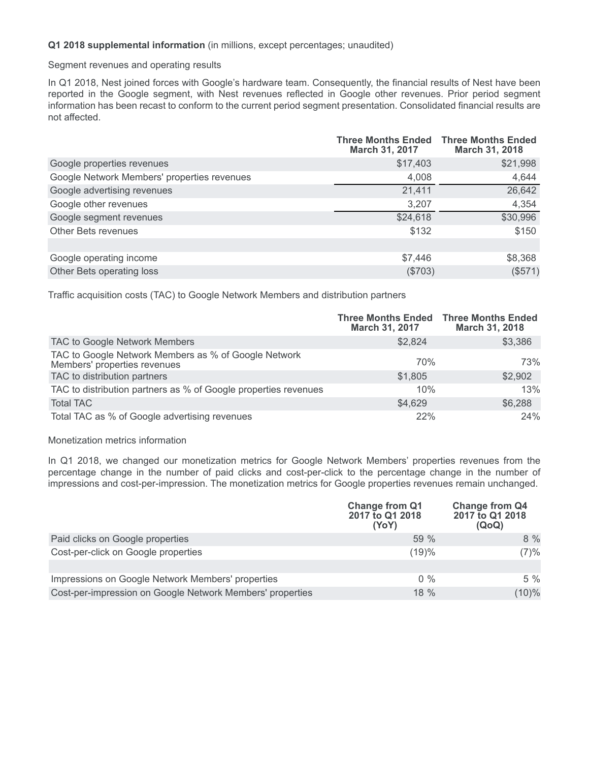**Q1 2018 supplemental information** (in millions, except percentages; unaudited)

Segment revenues and operating results

In Q1 2018, Nest joined forces with Google's hardware team. Consequently, the financial results of Nest have been reported in the Google segment, with Nest revenues reflected in Google other revenues. Prior period segment information has been recast to conform to the current period segment presentation. Consolidated financial results are not affected.

| | Three Months Ended March 31, 2017 | Three Months Ended March 31, 2018 |
|---|---|---|
| Google properties revenues | $17,403 | $21,998 |
| Google Network Members' properties revenues | 4,008 | 4,644 |
| Google advertising revenues | 21,411 | 26,642 |
| Google other revenues | 3,207 | 4,354 |
| Google segment revenues | $24,618 | $30,996 |
| Other Bets revenues | $132 | $150 |
| | | |
| Google operating income | $7,446 | $8,368 |
| Other Bets operating loss | ($703) | ($571) |

Traffic acquisition costs (TAC) to Google Network Members and distribution partners

| | Three Months Ended March 31, 2017 | Three Months Ended March 31, 2018 |
|---|---|---|
| TAC to Google Network Members | $2,824 | $3,386 |
| TAC to Google Network Members as % of Google Network Members' properties revenues | 70% | 73% |
| TAC to distribution partners | $1,805 | $2,902 |
| TAC to distribution partners as % of Google properties revenues | 10% | 13% |
| Total TAC | $4,629 | $6,288 |
| Total TAC as % of Google advertising revenues | 22% | 24% |

Monetization metrics information

In Q1 2018, we changed our monetization metrics for Google Network Members' properties revenues from the percentage change in the number of paid clicks and cost-per-click to the percentage change in the number of impressions and cost-per-impression. The monetization metrics for Google properties revenues remain unchanged.

| | Change from Q1 2017 to Q1 2018 (YoY) | Change from Q4 2017 to Q1 2018 (QoQ) |
|---|---|---|
| Paid clicks on Google properties | 59 % | 8 % |
| Cost-per-click on Google properties | (19)% | (7)% |
| | | |
| Impressions on Google Network Members' properties | 0 % | 5 % |
| Cost-per-impression on Google Network Members' properties | 18 % | (10)% |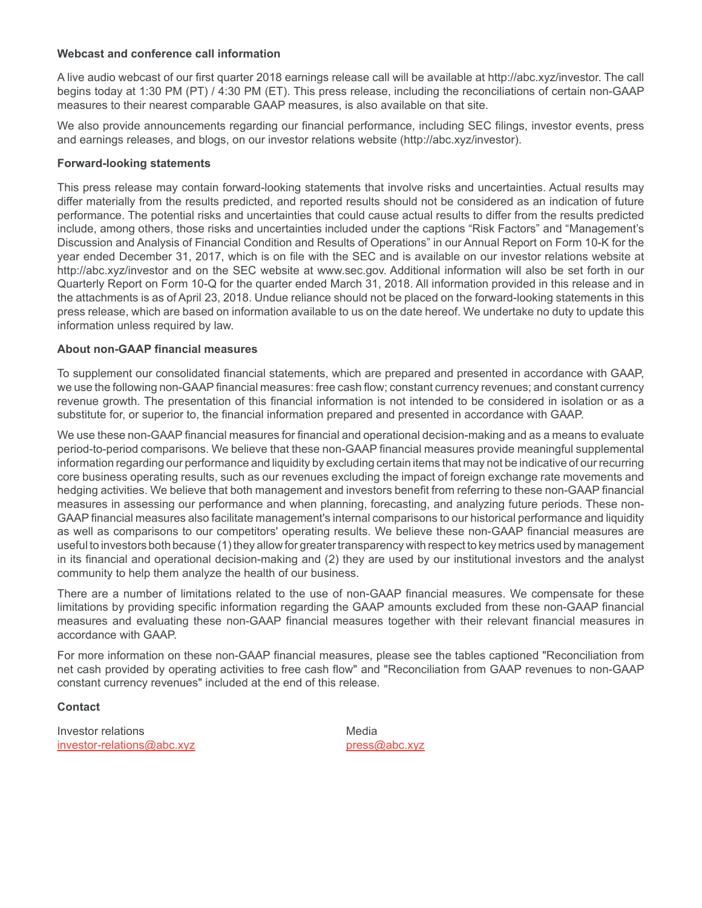**Webcast and conference call information**

A live audio webcast of our first quarter 2018 earnings release call will be available at http://abc.xyz/investor. The call begins today at 1:30 PM (PT) / 4:30 PM (ET). This press release, including the reconciliations of certain non-GAAP measures to their nearest comparable GAAP measures, is also available on that site.

We also provide announcements regarding our financial performance, including SEC filings, investor events, press and earnings releases, and blogs, on our investor relations website (http://abc.xyz/investor).

**Forward-looking statements**

This press release may contain forward-looking statements that involve risks and uncertainties. Actual results may differ materially from the results predicted, and reported results should not be considered as an indication of future performance. The potential risks and uncertainties that could cause actual results to differ from the results predicted include, among others, those risks and uncertainties included under the captions "Risk Factors" and "Management's Discussion and Analysis of Financial Condition and Results of Operations" in our Annual Report on Form 10-K for the year ended December 31, 2017, which is on file with the SEC and is available on our investor relations website at http://abc.xyz/investor and on the SEC website at www.sec.gov. Additional information will also be set forth in our Quarterly Report on Form 10-Q for the quarter ended March 31, 2018. All information provided in this release and in the attachments is as of April 23, 2018. Undue reliance should not be placed on the forward-looking statements in this press release, which are based on information available to us on the date hereof. We undertake no duty to update this information unless required by law.

**About non-GAAP financial measures**

To supplement our consolidated financial statements, which are prepared and presented in accordance with GAAP, we use the following non-GAAP financial measures: free cash flow; constant currency revenues; and constant currency revenue growth. The presentation of this financial information is not intended to be considered in isolation or as a substitute for, or superior to, the financial information prepared and presented in accordance with GAAP.

We use these non-GAAP financial measures for financial and operational decision-making and as a means to evaluate period-to-period comparisons. We believe that these non-GAAP financial measures provide meaningful supplemental information regarding our performance and liquidity by excluding certain items that may not be indicative of our recurring core business operating results, such as our revenues excluding the impact of foreign exchange rate movements and hedging activities. We believe that both management and investors benefit from referring to these non-GAAP financial measures in assessing our performance and when planning, forecasting, and analyzing future periods. These non-GAAP financial measures also facilitate management's internal comparisons to our historical performance and liquidity as well as comparisons to our competitors' operating results. We believe these non-GAAP financial measures are useful to investors both because (1) they allow for greater transparency with respect to key metrics used by management in its financial and operational decision-making and (2) they are used by our institutional investors and the analyst community to help them analyze the health of our business.

There are a number of limitations related to the use of non-GAAP financial measures. We compensate for these limitations by providing specific information regarding the GAAP amounts excluded from these non-GAAP financial measures and evaluating these non-GAAP financial measures together with their relevant financial measures in accordance with GAAP.

For more information on these non-GAAP financial measures, please see the tables captioned "Reconciliation from net cash provided by operating activities to free cash flow" and "Reconciliation from GAAP revenues to non-GAAP constant currency revenues" included at the end of this release.

**Contact**

Investor relations
investor-relations@abc.xyz

Media
press@abc.xyz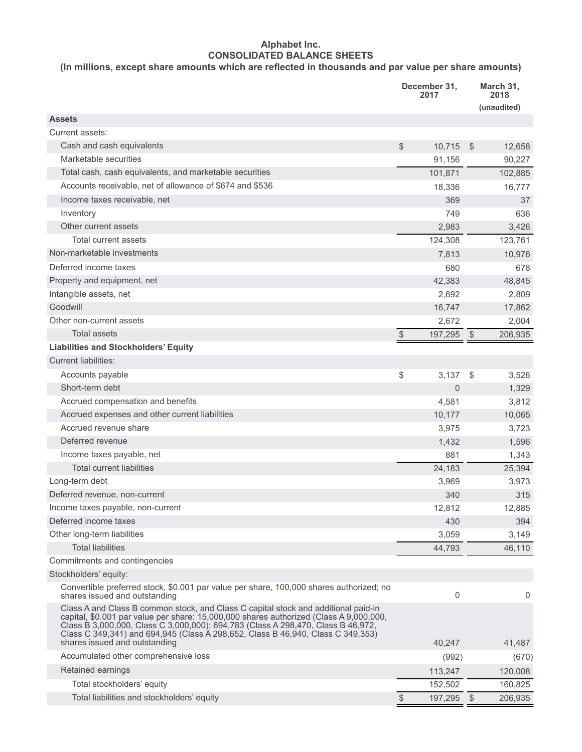# Alphabet Inc.
## CONSOLIDATED BALANCE SHEETS
### (In millions, except share amounts which are reflected in thousands and par value per share amounts)

| | December 31, 2017 | March 31, 2018 |
|---|---|---|
| | | (unaudited) |
| **Assets** | | |
| Current assets: | | |
| Cash and cash equivalents | $ 10,715 | $ 12,658 |
| Marketable securities | 91,156 | 90,227 |
| Total cash, cash equivalents, and marketable securities | 101,871 | 102,885 |
| Accounts receivable, net of allowance of $674 and $536 | 18,336 | 16,777 |
| Income taxes receivable, net | 369 | 37 |
| Inventory | 749 | 636 |
| Other current assets | 2,983 | 3,426 |
| Total current assets | 124,308 | 123,761 |
| Non-marketable investments | 7,813 | 10,976 |
| Deferred income taxes | 680 | 678 |
| Property and equipment, net | 42,383 | 48,845 |
| Intangible assets, net | 2,692 | 2,809 |
| Goodwill | 16,747 | 17,862 |
| Other non-current assets | 2,672 | 2,004 |
| Total assets | $ 197,295 | $ 206,935 |
| **Liabilities and Stockholders' Equity** | | |
| Current liabilities: | | |
| Accounts payable | $ 3,137 | $ 3,526 |
| Short-term debt | 0 | 1,329 |
| Accrued compensation and benefits | 4,581 | 3,812 |
| Accrued expenses and other current liabilities | 10,177 | 10,065 |
| Accrued revenue share | 3,975 | 3,723 |
| Deferred revenue | 1,432 | 1,596 |
| Income taxes payable, net | 881 | 1,343 |
| Total current liabilities | 24,183 | 25,394 |
| Long-term debt | 3,969 | 3,973 |
| Deferred revenue, non-current | 340 | 315 |
| Income taxes payable, non-current | 12,812 | 12,885 |
| Deferred income taxes | 430 | 394 |
| Other long-term liabilities | 3,059 | 3,149 |
| Total liabilities | 44,793 | 46,110 |
| Commitments and contingencies | | |
| Stockholders' equity: | | |
| Convertible preferred stock, $0.001 par value per share, 100,000 shares authorized; no shares issued and outstanding | 0 | 0 |
| Class A and Class B common stock, and Class C capital stock and additional paid-in capital, $0.001 par value per share: 15,000,000 shares authorized (Class A 9,000,000, Class B 3,000,000, Class C 3,000,000); 694,783 (Class A 298,470, Class B 46,972, Class C 349,341) and 694,945 (Class A 298,652, Class B 46,940, Class C 349,353) shares issued and outstanding | 40,247 | 41,487 |
| Accumulated other comprehensive loss | (992) | (670) |
| Retained earnings | 113,247 | 120,008 |
| Total stockholders' equity | 152,502 | 160,825 |
| Total liabilities and stockholders' equity | $ 197,295 | $ 206,935 |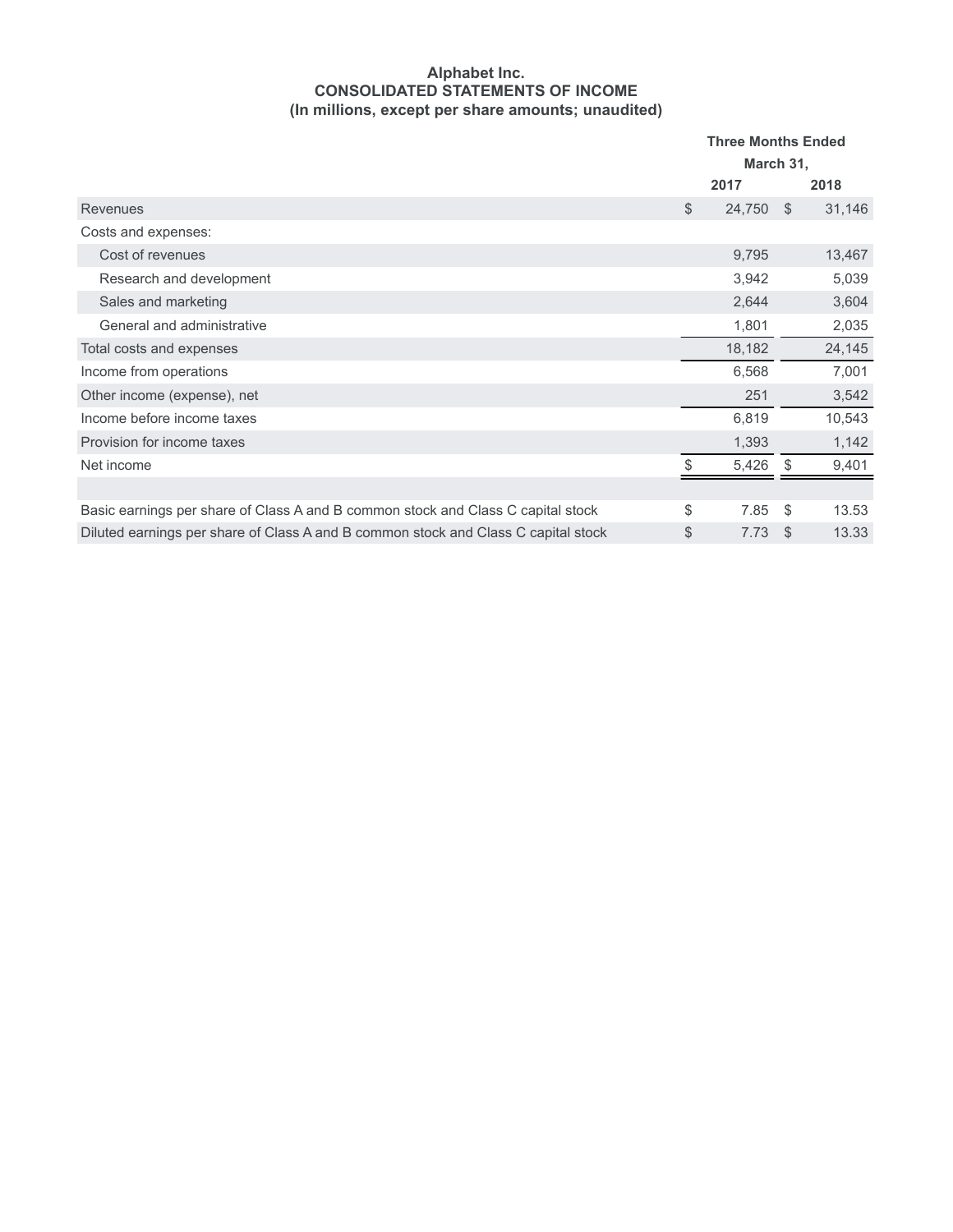# Alphabet Inc.
## CONSOLIDATED STATEMENTS OF INCOME
### (In millions, except per share amounts; unaudited)

| | Three Months Ended March 31, | |
|---|---|---|
| | 2017 | 2018 |
| Revenues | $ 24,750 | $ 31,146 |
| Costs and expenses: | | |
| Cost of revenues | 9,795 | 13,467 |
| Research and development | 3,942 | 5,039 |
| Sales and marketing | 2,644 | 3,604 |
| General and administrative | 1,801 | 2,035 |
| Total costs and expenses | 18,182 | 24,145 |
| Income from operations | 6,568 | 7,001 |
| Other income (expense), net | 251 | 3,542 |
| Income before income taxes | 6,819 | 10,543 |
| Provision for income taxes | 1,393 | 1,142 |
| Net income | $ 5,426 | $ 9,401 |
| | | |
| Basic earnings per share of Class A and B common stock and Class C capital stock | $ 7.85 | $ 13.53 |
| Diluted earnings per share of Class A and B common stock and Class C capital stock | $ 7.73 | $ 13.33 |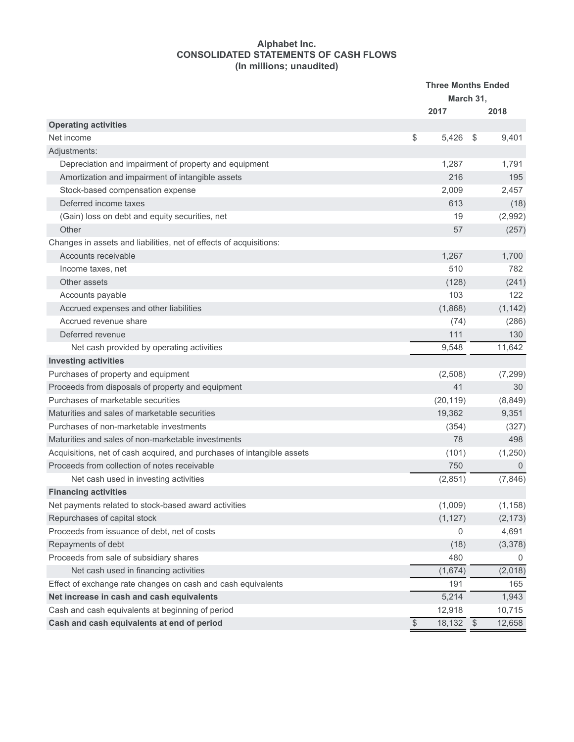**Alphabet Inc.**
**CONSOLIDATED STATEMENTS OF CASH FLOWS**
**(In millions; unaudited)**

| | Three Months Ended March 31, | |
|---|---|---|
| | 2017 | 2018 |
| **Operating activities** | | |
| Net income | $ 5,426 | $ 9,401 |
| Adjustments: | | |
| Depreciation and impairment of property and equipment | 1,287 | 1,791 |
| Amortization and impairment of intangible assets | 216 | 195 |
| Stock-based compensation expense | 2,009 | 2,457 |
| Deferred income taxes | 613 | (18) |
| (Gain) loss on debt and equity securities, net | 19 | (2,992) |
| Other | 57 | (257) |
| Changes in assets and liabilities, net of effects of acquisitions: | | |
| Accounts receivable | 1,267 | 1,700 |
| Income taxes, net | 510 | 782 |
| Other assets | (128) | (241) |
| Accounts payable | 103 | 122 |
| Accrued expenses and other liabilities | (1,868) | (1,142) |
| Accrued revenue share | (74) | (286) |
| Deferred revenue | 111 | 130 |
| Net cash provided by operating activities | 9,548 | 11,642 |
| **Investing activities** | | |
| Purchases of property and equipment | (2,508) | (7,299) |
| Proceeds from disposals of property and equipment | 41 | 30 |
| Purchases of marketable securities | (20,119) | (8,849) |
| Maturities and sales of marketable securities | 19,362 | 9,351 |
| Purchases of non-marketable investments | (354) | (327) |
| Maturities and sales of non-marketable investments | 78 | 498 |
| Acquisitions, net of cash acquired, and purchases of intangible assets | (101) | (1,250) |
| Proceeds from collection of notes receivable | 750 | 0 |
| Net cash used in investing activities | (2,851) | (7,846) |
| **Financing activities** | | |
| Net payments related to stock-based award activities | (1,009) | (1,158) |
| Repurchases of capital stock | (1,127) | (2,173) |
| Proceeds from issuance of debt, net of costs | 0 | 4,691 |
| Repayments of debt | (18) | (3,378) |
| Proceeds from sale of subsidiary shares | 480 | 0 |
| Net cash used in financing activities | (1,674) | (2,018) |
| Effect of exchange rate changes on cash and cash equivalents | 191 | 165 |
| **Net increase in cash and cash equivalents** | 5,214 | 1,943 |
| Cash and cash equivalents at beginning of period | 12,918 | 10,715 |
| **Cash and cash equivalents at end of period** | $ 18,132 | $ 12,658 |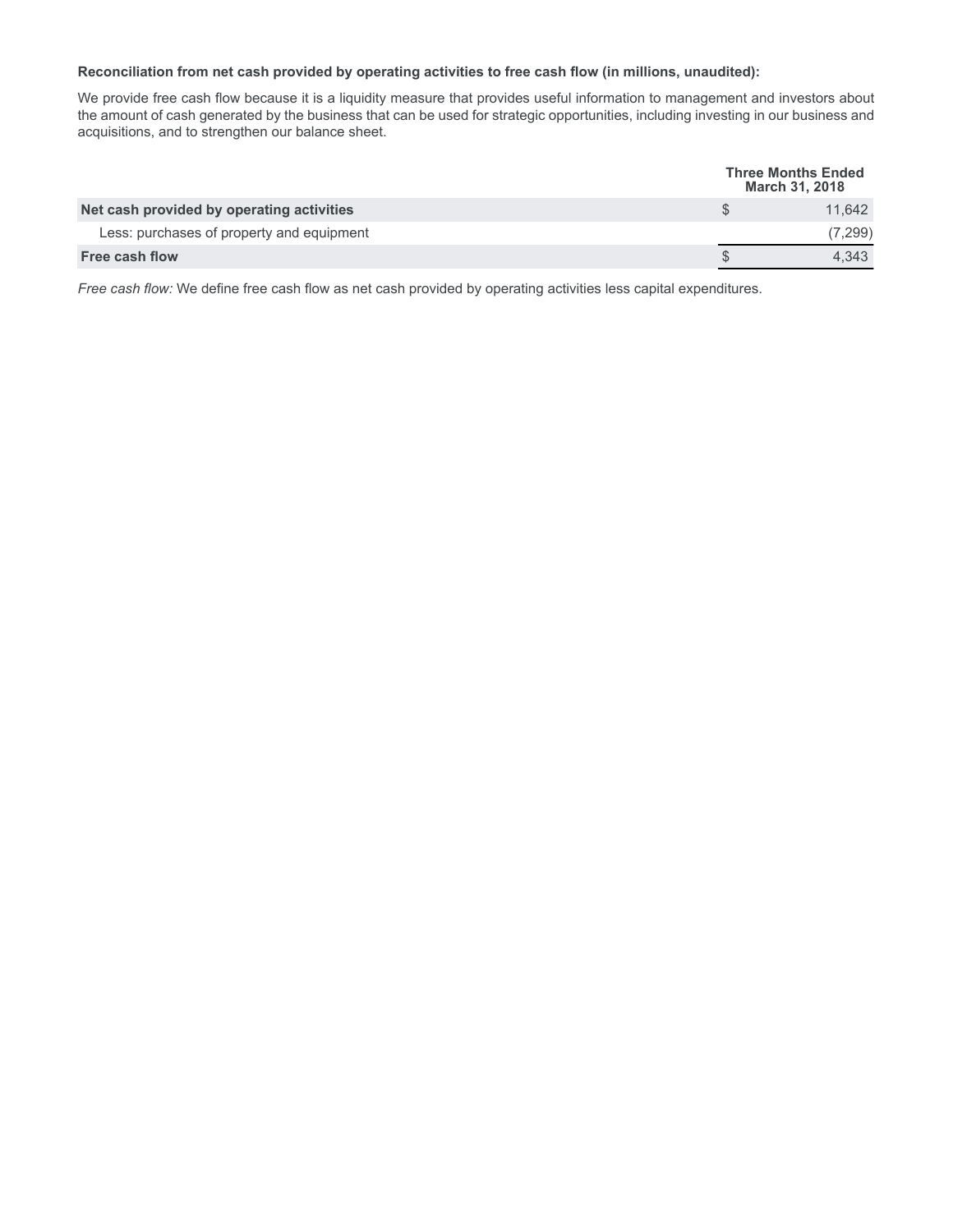**Reconciliation from net cash provided by operating activities to free cash flow (in millions, unaudited):**

We provide free cash flow because it is a liquidity measure that provides useful information to management and investors about the amount of cash generated by the business that can be used for strategic opportunities, including investing in our business and acquisitions, and to strengthen our balance sheet.

| | Three Months Ended March 31, 2018 |
|---|---|
| **Net cash provided by operating activities** | $ 11,642 |
| Less: purchases of property and equipment | (7,299) |
| **Free cash flow** | $ 4,343 |

*Free cash flow:* We define free cash flow as net cash provided by operating activities less capital expenditures.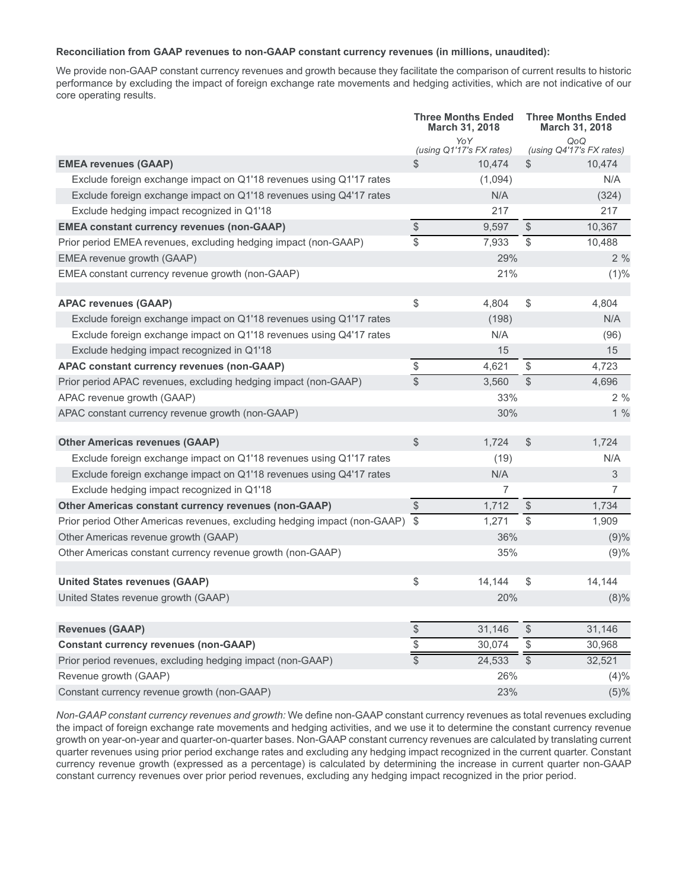**Reconciliation from GAAP revenues to non-GAAP constant currency revenues (in millions, unaudited):**

We provide non-GAAP constant currency revenues and growth because they facilitate the comparison of current results to historic performance by excluding the impact of foreign exchange rate movements and hedging activities, which are not indicative of our core operating results.

| | Three Months Ended March 31, 2018 | Three Months Ended March 31, 2018 |
|---|---|---|
| | *YoY (using Q1'17's FX rates)* | *QoQ (using Q4'17's FX rates)* |
| **EMEA revenues (GAAP)** | $ 10,474 | $ 10,474 |
| Exclude foreign exchange impact on Q1'18 revenues using Q1'17 rates | (1,094) | N/A |
| Exclude foreign exchange impact on Q1'18 revenues using Q4'17 rates | N/A | (324) |
| Exclude hedging impact recognized in Q1'18 | 217 | 217 |
| **EMEA constant currency revenues (non-GAAP)** | $ 9,597 | $ 10,367 |
| Prior period EMEA revenues, excluding hedging impact (non-GAAP) | $ 7,933 | $ 10,488 |
| EMEA revenue growth (GAAP) | 29% | 2 % |
| EMEA constant currency revenue growth (non-GAAP) | 21% | (1)% |
| | | |
| **APAC revenues (GAAP)** | $ 4,804 | $ 4,804 |
| Exclude foreign exchange impact on Q1'18 revenues using Q1'17 rates | (198) | N/A |
| Exclude foreign exchange impact on Q1'18 revenues using Q4'17 rates | N/A | (96) |
| Exclude hedging impact recognized in Q1'18 | 15 | 15 |
| **APAC constant currency revenues (non-GAAP)** | $ 4,621 | $ 4,723 |
| Prior period APAC revenues, excluding hedging impact (non-GAAP) | $ 3,560 | $ 4,696 |
| APAC revenue growth (GAAP) | 33% | 2 % |
| APAC constant currency revenue growth (non-GAAP) | 30% | 1 % |
| | | |
| **Other Americas revenues (GAAP)** | $ 1,724 | $ 1,724 |
| Exclude foreign exchange impact on Q1'18 revenues using Q1'17 rates | (19) | N/A |
| Exclude foreign exchange impact on Q1'18 revenues using Q4'17 rates | N/A | 3 |
| Exclude hedging impact recognized in Q1'18 | 7 | 7 |
| **Other Americas constant currency revenues (non-GAAP)** | $ 1,712 | $ 1,734 |
| Prior period Other Americas revenues, excluding hedging impact (non-GAAP) | $ 1,271 | $ 1,909 |
| Other Americas revenue growth (GAAP) | 36% | (9)% |
| Other Americas constant currency revenue growth (non-GAAP) | 35% | (9)% |
| | | |
| **United States revenues (GAAP)** | $ 14,144 | $ 14,144 |
| United States revenue growth (GAAP) | 20% | (8)% |
| | | |
| **Revenues (GAAP)** | $ 31,146 | $ 31,146 |
| **Constant currency revenues (non-GAAP)** | $ 30,074 | $ 30,968 |
| Prior period revenues, excluding hedging impact (non-GAAP) | $ 24,533 | $ 32,521 |
| Revenue growth (GAAP) | 26% | (4)% |
| Constant currency revenue growth (non-GAAP) | 23% | (5)% |

*Non-GAAP constant currency revenues and growth:* We define non-GAAP constant currency revenues as total revenues excluding the impact of foreign exchange rate movements and hedging activities, and we use it to determine the constant currency revenue growth on year-on-year and quarter-on-quarter bases. Non-GAAP constant currency revenues are calculated by translating current quarter revenues using prior period exchange rates and excluding any hedging impact recognized in the current quarter. Constant currency revenue growth (expressed as a percentage) is calculated by determining the increase in current quarter non-GAAP constant currency revenues over prior period revenues, excluding any hedging impact recognized in the prior period.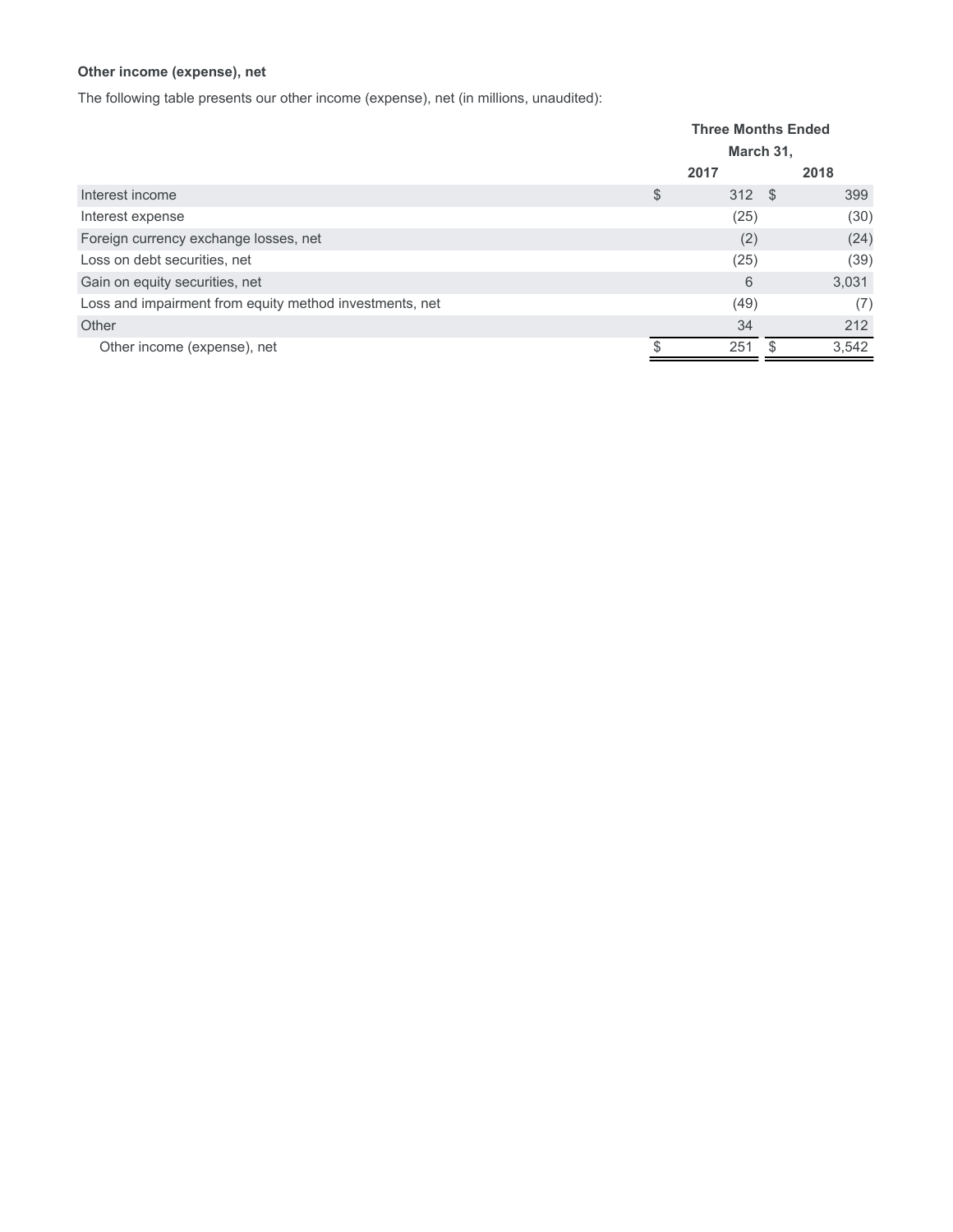**Other income (expense), net**

The following table presents our other income (expense), net (in millions, unaudited):

| | Three Months Ended March 31, | |
|---|---|---|
| | 2017 | 2018 |
| Interest income | $ 312 | $ 399 |
| Interest expense | (25) | (30) |
| Foreign currency exchange losses, net | (2) | (24) |
| Loss on debt securities, net | (25) | (39) |
| Gain on equity securities, net | 6 | 3,031 |
| Loss and impairment from equity method investments, net | (49) | (7) |
| Other | 34 | 212 |
| Other income (expense), net | $ 251 | $ 3,542 |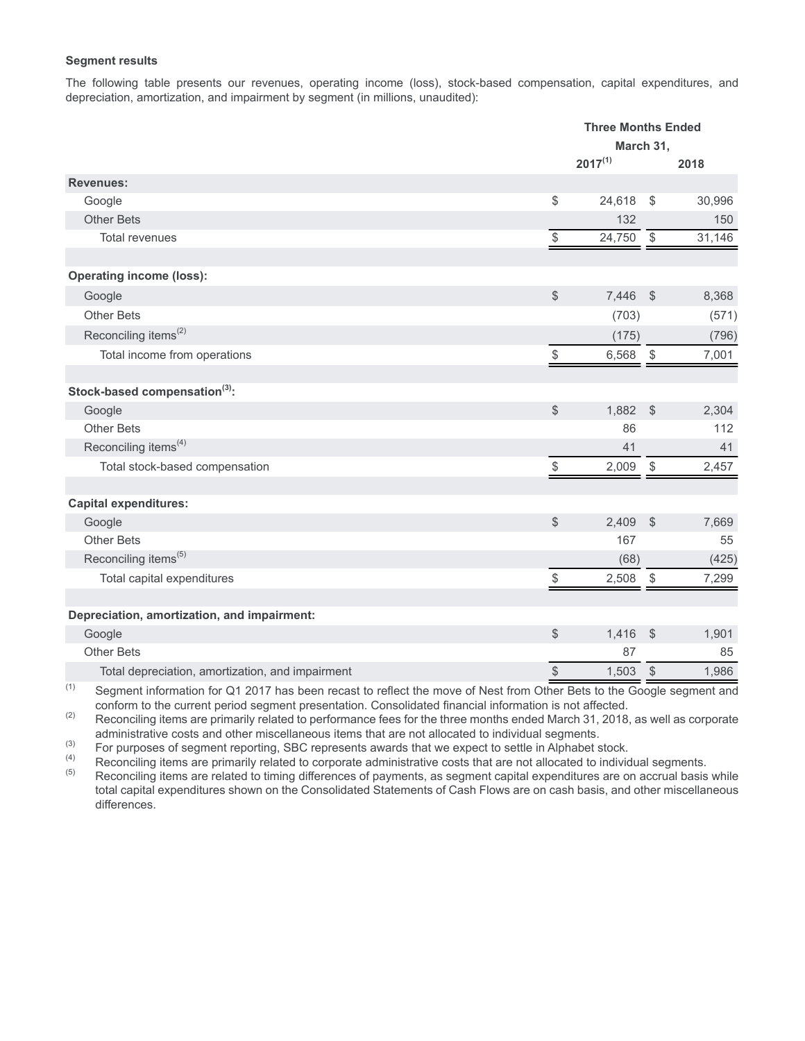**Segment results**

The following table presents our revenues, operating income (loss), stock-based compensation, capital expenditures, and depreciation, amortization, and impairment by segment (in millions, unaudited):

| | Three Months Ended March 31, | |
|---|---|---|
| | 2017[(1)] | 2018 |
| **Revenues:** | | |
| Google | $ 24,618 | $ 30,996 |
| Other Bets | 132 | 150 |
| Total revenues | $ 24,750 | $ 31,146 |
| | | |
| **Operating income (loss):** | | |
| Google | $ 7,446 | $ 8,368 |
| Other Bets | (703) | (571) |
| Reconciling items[(2)] | (175) | (796) |
| Total income from operations | $ 6,568 | $ 7,001 |
| | | |
| **Stock-based compensation[(3)]:** | | |
| Google | $ 1,882 | $ 2,304 |
| Other Bets | 86 | 112 |
| Reconciling items[(4)] | 41 | 41 |
| Total stock-based compensation | $ 2,009 | $ 2,457 |
| | | |
| **Capital expenditures:** | | |
| Google | $ 2,409 | $ 7,669 |
| Other Bets | 167 | 55 |
| Reconciling items[(5)] | (68) | (425) |
| Total capital expenditures | $ 2,508 | $ 7,299 |
| | | |
| **Depreciation, amortization, and impairment:** | | |
| Google | $ 1,416 | $ 1,901 |
| Other Bets | 87 | 85 |
| Total depreciation, amortization, and impairment | $ 1,503 | $ 1,986 |

(1) Segment information for Q1 2017 has been recast to reflect the move of Nest from Other Bets to the Google segment and conform to the current period segment presentation. Consolidated financial information is not affected.

(2) Reconciling items are primarily related to performance fees for the three months ended March 31, 2018, as well as corporate administrative costs and other miscellaneous items that are not allocated to individual segments.

(3) For purposes of segment reporting, SBC represents awards that we expect to settle in Alphabet stock.

(4) Reconciling items are primarily related to corporate administrative costs that are not allocated to individual segments.

(5) Reconciling items are related to timing differences of payments, as segment capital expenditures are on accrual basis while total capital expenditures shown on the Consolidated Statements of Cash Flows are on cash basis, and other miscellaneous differences.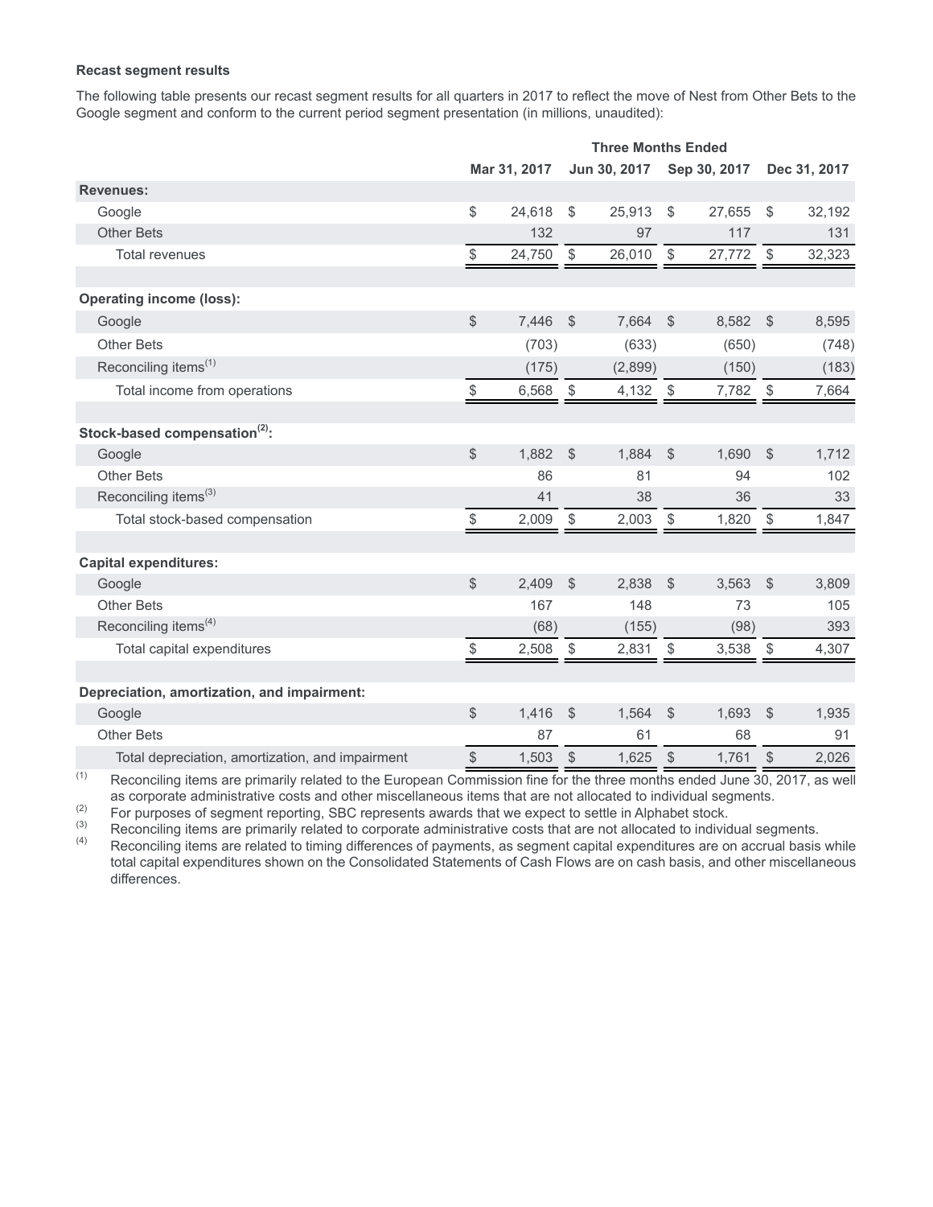**Recast segment results**

The following table presents our recast segment results for all quarters in 2017 to reflect the move of Nest from Other Bets to the Google segment and conform to the current period segment presentation (in millions, unaudited):

| | Three Months Ended | | | |
|---|---|---|---|---|
| | Mar 31, 2017 | Jun 30, 2017 | Sep 30, 2017 | Dec 31, 2017 |
| **Revenues:** | | | | |
| Google | $ 24,618 | $ 25,913 | $ 27,655 | $ 32,192 |
| Other Bets | 132 | 97 | 117 | 131 |
| Total revenues | $ 24,750 | $ 26,010 | $ 27,772 | $ 32,323 |
| | | | | |
| **Operating income (loss):** | | | | |
| Google | $ 7,446 | $ 7,664 | $ 8,582 | $ 8,595 |
| Other Bets | (703) | (633) | (650) | (748) |
| Reconciling items[(1)] | (175) | (2,899) | (150) | (183) |
| Total income from operations | $ 6,568 | $ 4,132 | $ 7,782 | $ 7,664 |
| | | | | |
| **Stock-based compensation[(2)]:** | | | | |
| Google | $ 1,882 | $ 1,884 | $ 1,690 | $ 1,712 |
| Other Bets | 86 | 81 | 94 | 102 |
| Reconciling items[(3)] | 41 | 38 | 36 | 33 |
| Total stock-based compensation | $ 2,009 | $ 2,003 | $ 1,820 | $ 1,847 |
| | | | | |
| **Capital expenditures:** | | | | |
| Google | $ 2,409 | $ 2,838 | $ 3,563 | $ 3,809 |
| Other Bets | 167 | 148 | 73 | 105 |
| Reconciling items[(4)] | (68) | (155) | (98) | 393 |
| Total capital expenditures | $ 2,508 | $ 2,831 | $ 3,538 | $ 4,307 |
| | | | | |
| **Depreciation, amortization, and impairment:** | | | | |
| Google | $ 1,416 | $ 1,564 | $ 1,693 | $ 1,935 |
| Other Bets | 87 | 61 | 68 | 91 |
| Total depreciation, amortization, and impairment | $ 1,503 | $ 1,625 | $ 1,761 | $ 2,026 |

(1) Reconciling items are primarily related to the European Commission fine for the three months ended June 30, 2017, as well as corporate administrative costs and other miscellaneous items that are not allocated to individual segments.

(2) For purposes of segment reporting, SBC represents awards that we expect to settle in Alphabet stock.

(3) Reconciling items are primarily related to corporate administrative costs that are not allocated to individual segments.

(4) Reconciling items are related to timing differences of payments, as segment capital expenditures are on accrual basis while total capital expenditures shown on the Consolidated Statements of Cash Flows are on cash basis, and other miscellaneous differences.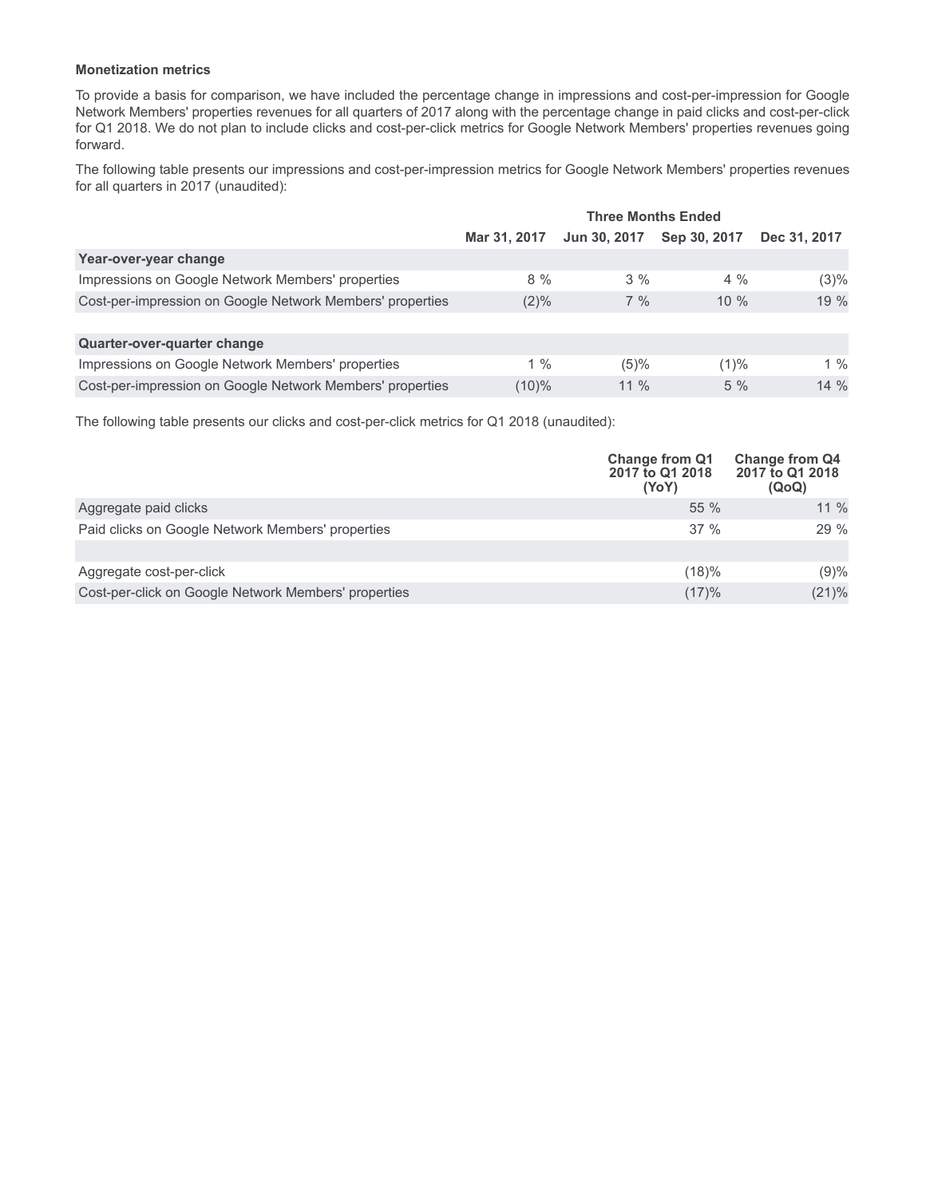**Monetization metrics**

To provide a basis for comparison, we have included the percentage change in impressions and cost-per-impression for Google Network Members' properties revenues for all quarters of 2017 along with the percentage change in paid clicks and cost-per-click for Q1 2018. We do not plan to include clicks and cost-per-click metrics for Google Network Members' properties revenues going forward.

The following table presents our impressions and cost-per-impression metrics for Google Network Members' properties revenues for all quarters in 2017 (unaudited):

| | Three Months Ended | | | |
|---|---|---|---|---|
| | Mar 31, 2017 | Jun 30, 2017 | Sep 30, 2017 | Dec 31, 2017 |
| **Year-over-year change** | | | | |
| Impressions on Google Network Members' properties | 8 % | 3 % | 4 % | (3)% |
| Cost-per-impression on Google Network Members' properties | (2)% | 7 % | 10 % | 19 % |
| | | | | |
| **Quarter-over-quarter change** | | | | |
| Impressions on Google Network Members' properties | 1 % | (5)% | (1)% | 1 % |
| Cost-per-impression on Google Network Members' properties | (10)% | 11 % | 5 % | 14 % |

The following table presents our clicks and cost-per-click metrics for Q1 2018 (unaudited):

| | Change from Q1 2017 to Q1 2018 (YoY) | Change from Q4 2017 to Q1 2018 (QoQ) |
|---|---|---|
| Aggregate paid clicks | 55 % | 11 % |
| Paid clicks on Google Network Members' properties | 37 % | 29 % |
| | | |
| Aggregate cost-per-click | (18)% | (9)% |
| Cost-per-click on Google Network Members' properties | (17)% | (21)% |